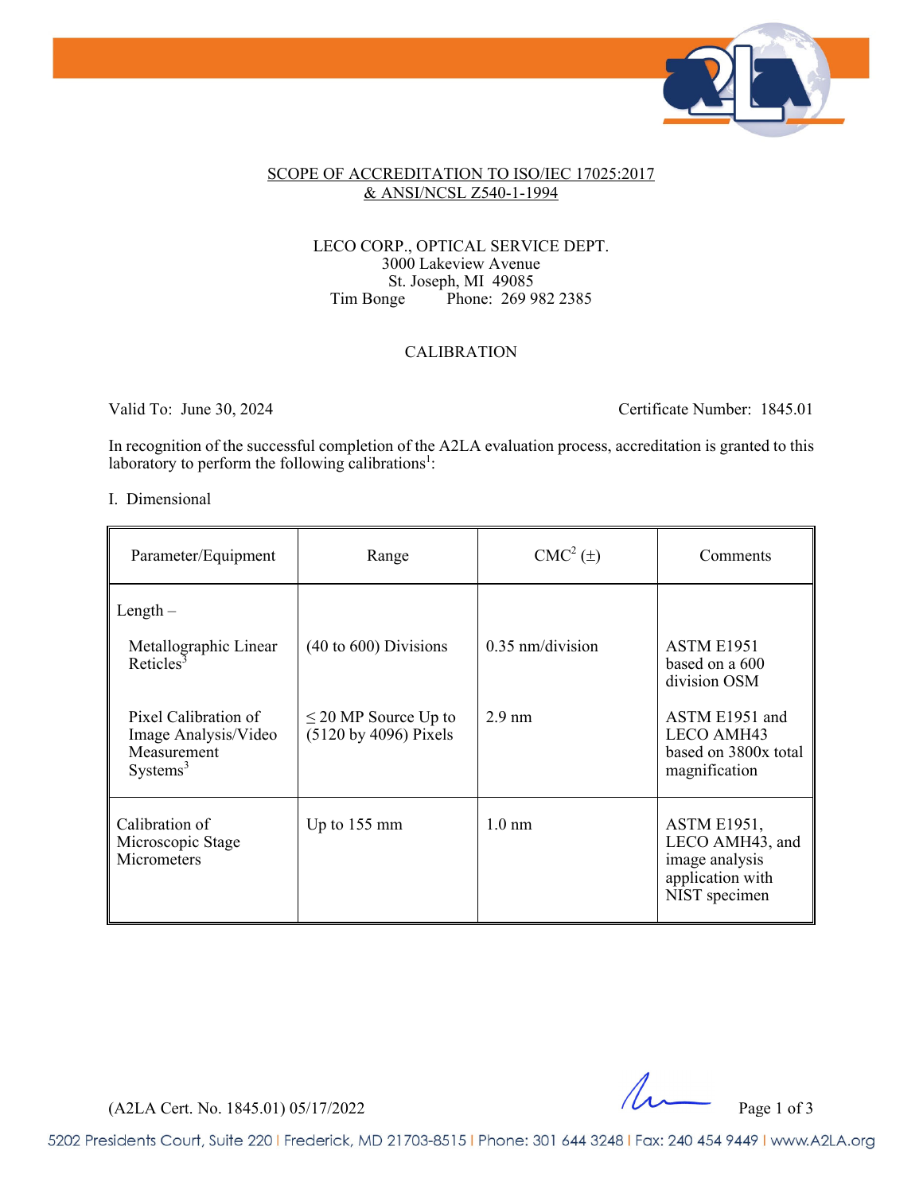SCOPE OF ACCREDITATION TO ISO/IEC 17025:2017
& ANSI/NCSL Z540-1-1994

LECO CORP., OPTICAL SERVICE DEPT.
3000 Lakeview Avenue
St. Joseph, MI 49085
Tim Bonge    Phone: 269 982 2385

CALIBRATION

Valid To: June 30, 2024    Certificate Number: 1845.01

In recognition of the successful completion of the A2LA evaluation process, accreditation is granted to this laboratory to perform the following calibrations[1]:

I. Dimensional

| Parameter/Equipment | Range | CMC[2] (±) | Comments |
|---|---|---|---|
| Length – | | | |
| Metallographic Linear Reticles[3] | (40 to 600) Divisions | 0.35 nm/division | ASTM E1951 based on a 600 division OSM |
| Pixel Calibration of Image Analysis/Video Measurement Systems[3] | ≤ 20 MP Source Up to (5120 by 4096) Pixels | 2.9 nm | ASTM E1951 and LECO AMH43 based on 3800x total magnification |
| Calibration of Microscopic Stage Micrometers | Up to 155 mm | 1.0 nm | ASTM E1951, LECO AMH43, and image analysis application with NIST specimen |

(A2LA Cert. No. 1845.01) 05/17/2022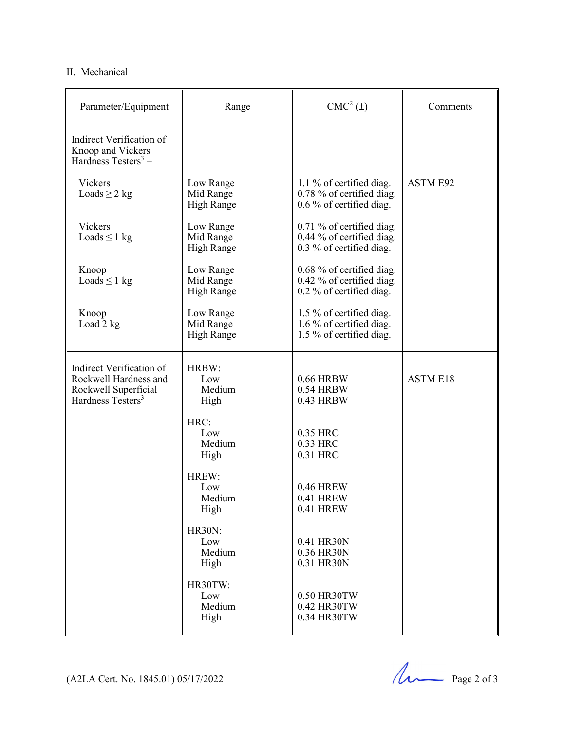## II. Mechanical

| Parameter/Equipment | Range | CMC[2] (±) | Comments |
|---|---|---|---|
| Indirect Verification of Knoop and Vickers Hardness Testers[3] – | | | |
| Vickers Loads ≥ 2 kg | Low Range<br>Mid Range<br>High Range | 1.1 % of certified diag.<br>0.78 % of certified diag.<br>0.6 % of certified diag. | ASTM E92 |
| Vickers Loads ≤ 1 kg | Low Range<br>Mid Range<br>High Range | 0.71 % of certified diag.<br>0.44 % of certified diag.<br>0.3 % of certified diag. | |
| Knoop Loads ≤ 1 kg | Low Range<br>Mid Range<br>High Range | 0.68 % of certified diag.<br>0.42 % of certified diag.<br>0.2 % of certified diag. | |
| Knoop Load 2 kg | Low Range<br>Mid Range<br>High Range | 1.5 % of certified diag.<br>1.6 % of certified diag.<br>1.5 % of certified diag. | |
| Indirect Verification of Rockwell Hardness and Rockwell Superficial Hardness Testers[3] | HRBW:<br>Low<br>Medium<br>High | <br>0.66 HRBW<br>0.54 HRBW<br>0.43 HRBW | ASTM E18 |
| | HRC:<br>Low<br>Medium<br>High | <br>0.35 HRC<br>0.33 HRC<br>0.31 HRC | |
| | HREW:<br>Low<br>Medium<br>High | <br>0.46 HREW<br>0.41 HREW<br>0.41 HREW | |
| | HR30N:<br>Low<br>Medium<br>High | <br>0.41 HR30N<br>0.36 HR30N<br>0.31 HR30N | |
| | HR30TW:<br>Low<br>Medium<br>High | <br>0.50 HR30TW<br>0.42 HR30TW<br>0.34 HR30TW | |

(A2LA Cert. No. 1845.01) 05/17/2022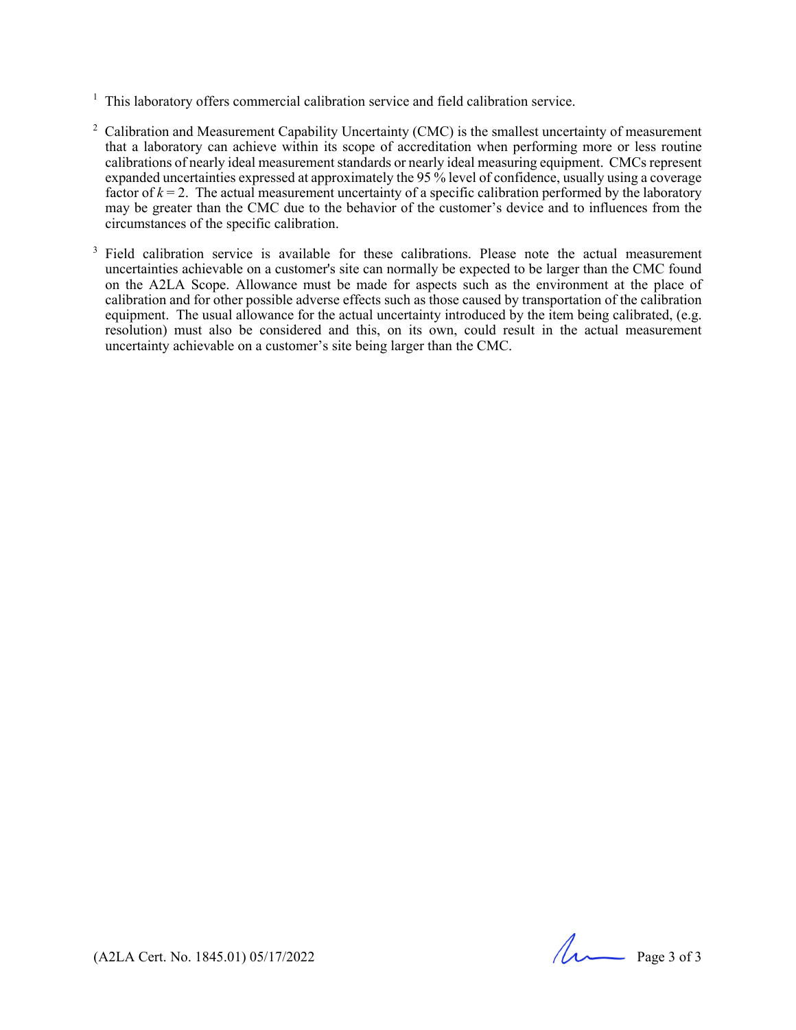[1] This laboratory offers commercial calibration service and field calibration service.

[2] Calibration and Measurement Capability Uncertainty (CMC) is the smallest uncertainty of measurement that a laboratory can achieve within its scope of accreditation when performing more or less routine calibrations of nearly ideal measurement standards or nearly ideal measuring equipment. CMCs represent expanded uncertainties expressed at approximately the 95 % level of confidence, usually using a coverage factor of $k = 2$. The actual measurement uncertainty of a specific calibration performed by the laboratory may be greater than the CMC due to the behavior of the customer's device and to influences from the circumstances of the specific calibration.

[3] Field calibration service is available for these calibrations. Please note the actual measurement uncertainties achievable on a customer's site can normally be expected to be larger than the CMC found on the A2LA Scope. Allowance must be made for aspects such as the environment at the place of calibration and for other possible adverse effects such as those caused by transportation of the calibration equipment. The usual allowance for the actual uncertainty introduced by the item being calibrated, (e.g. resolution) must also be considered and this, on its own, could result in the actual measurement uncertainty achievable on a customer's site being larger than the CMC.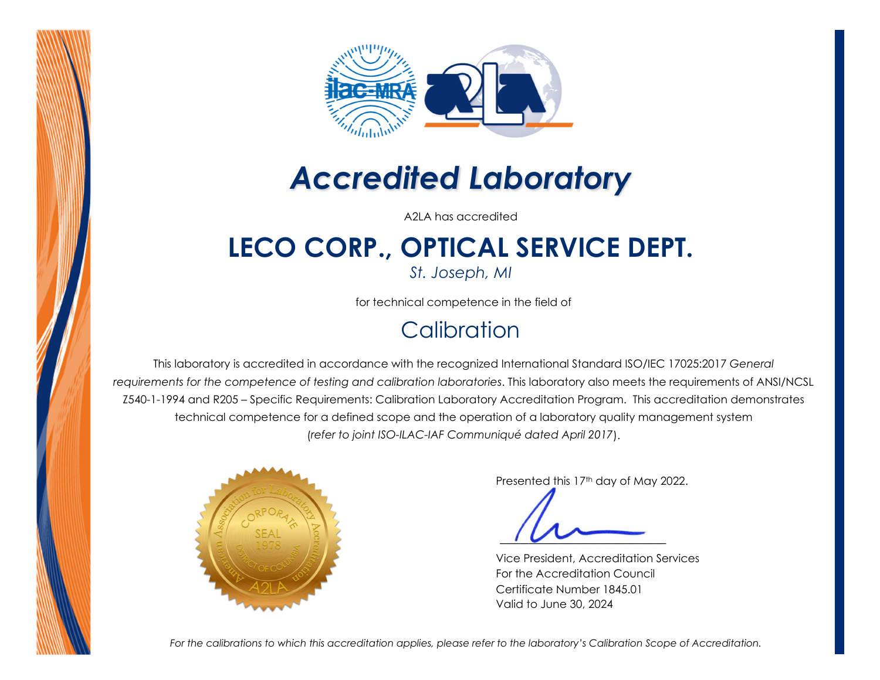# *Accredited Laboratory*

A2LA has accredited

## LECO CORP., OPTICAL SERVICE DEPT.

*St. Joseph, MI*

for technical competence in the field of

## Calibration

This laboratory is accredited in accordance with the recognized International Standard ISO/IEC 17025:2017 *General requirements for the competence of testing and calibration laboratories*. This laboratory also meets the requirements of ANSI/NCSL Z540-1-1994 and R205 – Specific Requirements: Calibration Laboratory Accreditation Program. This accreditation demonstrates technical competence for a defined scope and the operation of a laboratory quality management system (*refer to joint ISO-ILAC-IAF Communiqué dated April 2017*).

Presented this 17th day of May 2022.

Vice President, Accreditation Services
For the Accreditation Council
Certificate Number 1845.01
Valid to June 30, 2024

*For the calibrations to which this accreditation applies, please refer to the laboratory's Calibration Scope of Accreditation.*